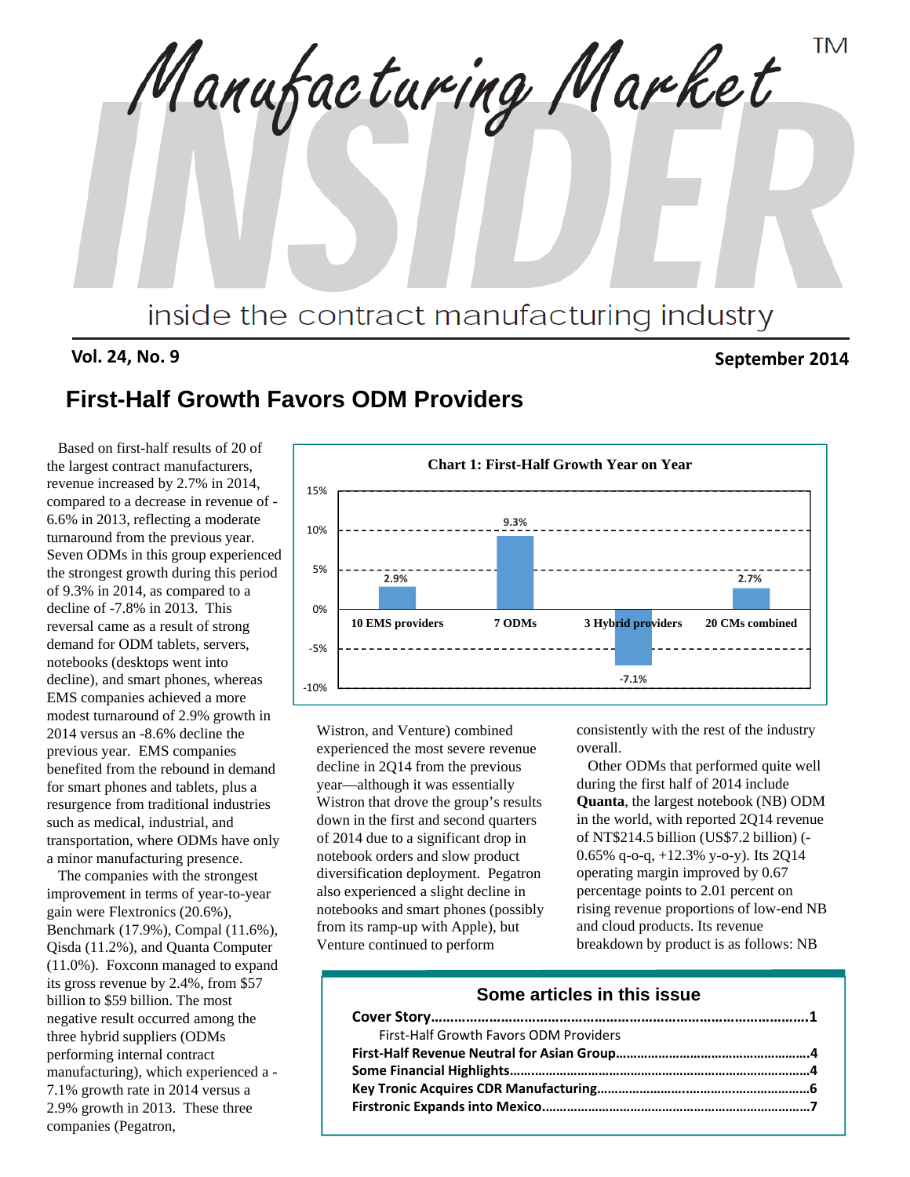# Manufacturing Market INSIDER

inside the contract manufacturing industry

**Vol. 24, No. 9** **September 2014**

## First-Half Growth Favors ODM Providers

Based on first-half results of 20 of the largest contract manufacturers, revenue increased by 2.7% in 2014, compared to a decrease in revenue of -6.6% in 2013, reflecting a moderate turnaround from the previous year. Seven ODMs in this group experienced the strongest growth during this period of 9.3% in 2014, as compared to a decline of -7.8% in 2013. This reversal came as a result of strong demand for ODM tablets, servers, notebooks (desktops went into decline), and smart phones, whereas EMS companies achieved a more modest turnaround of 2.9% growth in 2014 versus an -8.6% decline the previous year. EMS companies benefited from the rebound in demand for smart phones and tablets, plus a resurgence from traditional industries such as medical, industrial, and transportation, where ODMs have only a minor manufacturing presence.

The companies with the strongest improvement in terms of year-to-year gain were Flextronics (20.6%), Benchmark (17.9%), Compal (11.6%), Qisda (11.2%), and Quanta Computer (11.0%). Foxconn managed to expand its gross revenue by 2.4%, from $57 billion to $59 billion. The most negative result occurred among the three hybrid suppliers (ODMs performing internal contract manufacturing), which experienced a -7.1% growth rate in 2014 versus a 2.9% growth in 2013. These three companies (Pegatron, Wistron, and Venture) combined experienced the most severe revenue decline in 2Q14 from the previous year—although it was essentially Wistron that drove the group's results down in the first and second quarters of 2014 due to a significant drop in notebook orders and slow product diversification deployment. Pegatron also experienced a slight decline in notebooks and smart phones (possibly from its ramp-up with Apple), but Venture continued to perform consistently with the rest of the industry overall.

**Chart 1: First-Half Growth Year on Year**

| Group | Growth |
|---|---|
| 10 EMS providers | 2.9% |
| 7 ODMs | 9.3% |
| 3 Hybrid providers | -7.1% |
| 20 CMs combined | 2.7% |

Other ODMs that performed quite well during the first half of 2014 include **Quanta**, the largest notebook (NB) ODM in the world, with reported 2Q14 revenue of NT$214.5 billion (US$7.2 billion) (-0.65% q-o-q, +12.3% y-o-y). Its 2Q14 operating margin improved by 0.67 percentage points to 2.01 percent on rising revenue proportions of low-end NB and cloud products. Its revenue breakdown by product is as follows: NB

### Some articles in this issue

- **Cover Story……………………………………………………………1**
  - First-Half Growth Favors ODM Providers
- **First-Half Revenue Neutral for Asian Group……………………………4**
- **Some Financial Highlights…………………………………………………4**
- **Key Tronic Acquires CDR Manufacturing…………………………………6**
- **Firstronic Expands into Mexico……………………………………………7**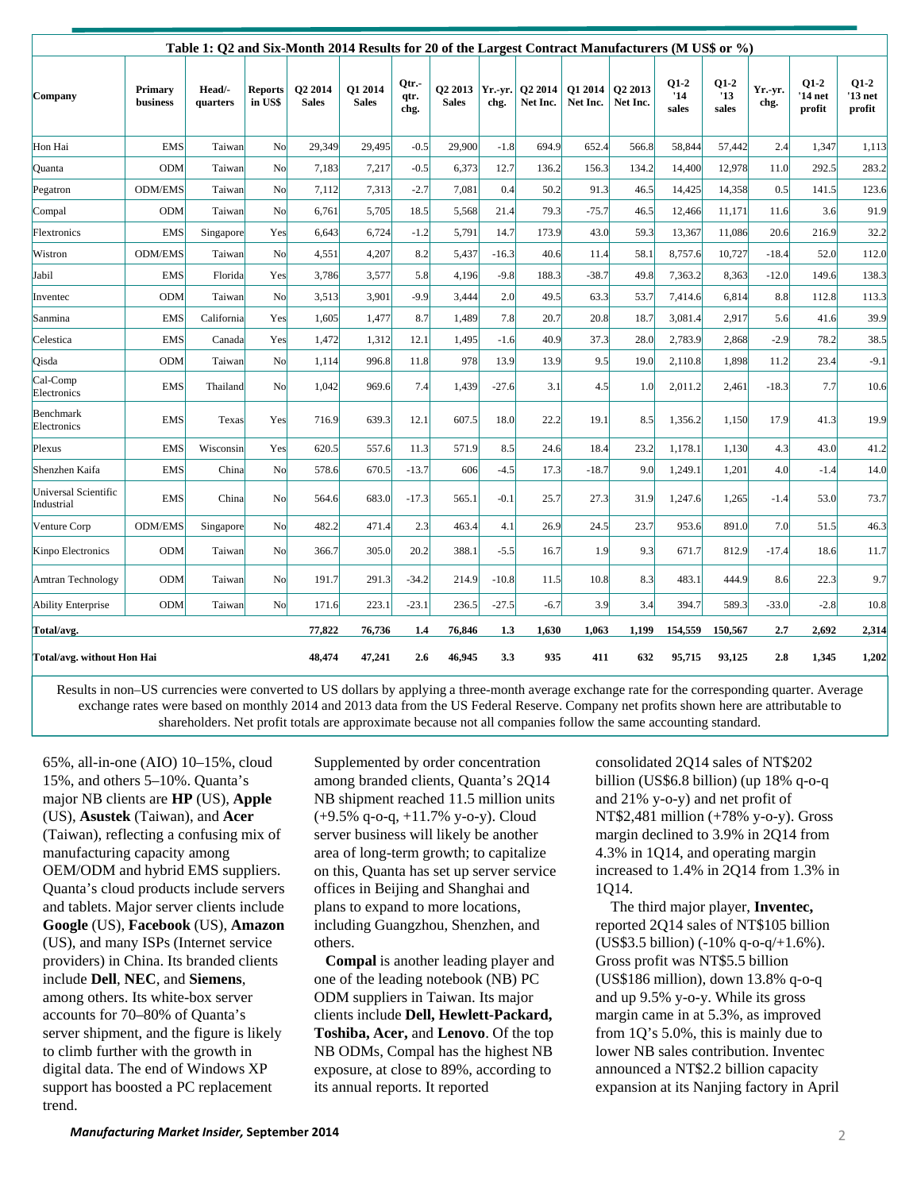**Table 1: Q2 and Six-Month 2014 Results for 20 of the Largest Contract Manufacturers (M US$ or %)**

| Company | Primary business | Head/-quarters | Reports in US$ | Q2 2014 Sales | Q1 2014 Sales | Qtr.-qtr. chg. | Q2 2013 Sales | Yr.-yr. chg. | Q2 2014 Net Inc. | Q1 2014 Net Inc. | Q2 2013 Net Inc. | Q1-2 '14 sales | Q1-2 '13 sales | Yr.-yr. chg. | Q1-2 '14 net profit | Q1-2 '13 net profit |
|---|---|---|---|---|---|---|---|---|---|---|---|---|---|---|---|---|
| Hon Hai | EMS | Taiwan | No | 29,349 | 29,495 | -0.5 | 29,900 | -1.8 | 694.9 | 652.4 | 566.8 | 58,844 | 57,442 | 2.4 | 1,347 | 1,113 |
| Quanta | ODM | Taiwan | No | 7,183 | 7,217 | -0.5 | 6,373 | 12.7 | 136.2 | 156.3 | 134.2 | 14,400 | 12,978 | 11.0 | 292.5 | 283.2 |
| Pegatron | ODM/EMS | Taiwan | No | 7,112 | 7,313 | -2.7 | 7,081 | 0.4 | 50.2 | 91.3 | 46.5 | 14,425 | 14,358 | 0.5 | 141.5 | 123.6 |
| Compal | ODM | Taiwan | No | 6,761 | 5,705 | 18.5 | 5,568 | 21.4 | 79.3 | -75.7 | 46.5 | 12,466 | 11,171 | 11.6 | 3.6 | 91.9 |
| Flextronics | EMS | Singapore | Yes | 6,643 | 6,724 | -1.2 | 5,791 | 14.7 | 173.9 | 43.0 | 59.3 | 13,367 | 11,086 | 20.6 | 216.9 | 32.2 |
| Wistron | ODM/EMS | Taiwan | No | 4,551 | 4,207 | 8.2 | 5,437 | -16.3 | 40.6 | 11.4 | 58.1 | 8,757.6 | 10,727 | -18.4 | 52.0 | 112.0 |
| Jabil | EMS | Florida | Yes | 3,786 | 3,577 | 5.8 | 4,196 | -9.8 | 188.3 | -38.7 | 49.8 | 7,363.2 | 8,363 | -12.0 | 149.6 | 138.3 |
| Inventec | ODM | Taiwan | No | 3,513 | 3,901 | -9.9 | 3,444 | 2.0 | 49.5 | 63.3 | 53.7 | 7,414.6 | 6,814 | 8.8 | 112.8 | 113.3 |
| Sanmina | EMS | California | Yes | 1,605 | 1,477 | 8.7 | 1,489 | 7.8 | 20.7 | 20.8 | 18.7 | 3,081.4 | 2,917 | 5.6 | 41.6 | 39.9 |
| Celestica | EMS | Canada | Yes | 1,472 | 1,312 | 12.1 | 1,495 | -1.6 | 40.9 | 37.3 | 28.0 | 2,783.9 | 2,868 | -2.9 | 78.2 | 38.5 |
| Qisda | ODM | Taiwan | No | 1,114 | 996.8 | 11.8 | 978 | 13.9 | 13.9 | 9.5 | 19.0 | 2,110.8 | 1,898 | 11.2 | 23.4 | -9.1 |
| Cal-Comp Electronics | EMS | Thailand | No | 1,042 | 969.6 | 7.4 | 1,439 | -27.6 | 3.1 | 4.5 | 1.0 | 2,011.2 | 2,461 | -18.3 | 7.7 | 10.6 |
| Benchmark Electronics | EMS | Texas | Yes | 716.9 | 639.3 | 12.1 | 607.5 | 18.0 | 22.2 | 19.1 | 8.5 | 1,356.2 | 1,150 | 17.9 | 41.3 | 19.9 |
| Plexus | EMS | Wisconsin | Yes | 620.5 | 557.6 | 11.3 | 571.9 | 8.5 | 24.6 | 18.4 | 23.2 | 1,178.1 | 1,130 | 4.3 | 43.0 | 41.2 |
| Shenzhen Kaifa | EMS | China | No | 578.6 | 670.5 | -13.7 | 606 | -4.5 | 17.3 | -18.7 | 9.0 | 1,249.1 | 1,201 | 4.0 | -1.4 | 14.0 |
| Universal Scientific Industrial | EMS | China | No | 564.6 | 683.0 | -17.3 | 565.1 | -0.1 | 25.7 | 27.3 | 31.9 | 1,247.6 | 1,265 | -1.4 | 53.0 | 73.7 |
| Venture Corp | ODM/EMS | Singapore | No | 482.2 | 471.4 | 2.3 | 463.4 | 4.1 | 26.9 | 24.5 | 23.7 | 953.6 | 891.0 | 7.0 | 51.5 | 46.3 |
| Kinpo Electronics | ODM | Taiwan | No | 366.7 | 305.0 | 20.2 | 388.1 | -5.5 | 16.7 | 1.9 | 9.3 | 671.7 | 812.9 | -17.4 | 18.6 | 11.7 |
| Amtran Technology | ODM | Taiwan | No | 191.7 | 291.3 | -34.2 | 214.9 | -10.8 | 11.5 | 10.8 | 8.3 | 483.1 | 444.9 | 8.6 | 22.3 | 9.7 |
| Ability Enterprise | ODM | Taiwan | No | 171.6 | 223.1 | -23.1 | 236.5 | -27.5 | -6.7 | 3.9 | 3.4 | 394.7 | 589.3 | -33.0 | -2.8 | 10.8 |
| **Total/avg.** | | | | **77,822** | **76,736** | **1.4** | **76,846** | **1.3** | **1,630** | **1,063** | **1,199** | **154,559** | **150,567** | **2.7** | **2,692** | **2,314** |
| **Total/avg. without Hon Hai** | | | | **48,474** | **47,241** | **2.6** | **46,945** | **3.3** | **935** | **411** | **632** | **95,715** | **93,125** | **2.8** | **1,345** | **1,202** |

Results in non–US currencies were converted to US dollars by applying a three-month average exchange rate for the corresponding quarter. Average exchange rates were based on monthly 2014 and 2013 data from the US Federal Reserve. Company net profits shown here are attributable to shareholders. Net profit totals are approximate because not all companies follow the same accounting standard.

65%, all-in-one (AIO) 10–15%, cloud 15%, and others 5–10%. Quanta's major NB clients are **HP** (US), **Apple** (US), **Asustek** (Taiwan), and **Acer** (Taiwan), reflecting a confusing mix of manufacturing capacity among OEM/ODM and hybrid EMS suppliers. Quanta's cloud products include servers and tablets. Major server clients include **Google** (US), **Facebook** (US), **Amazon** (US), and many ISPs (Internet service providers) in China. Its branded clients include **Dell**, **NEC**, and **Siemens**, among others. Its white-box server accounts for 70–80% of Quanta's server shipment, and the figure is likely to climb further with the growth in digital data. The end of Windows XP support has boosted a PC replacement trend.

Supplemented by order concentration among branded clients, Quanta's 2Q14 NB shipment reached 11.5 million units (+9.5% q-o-q, +11.7% y-o-y). Cloud server business will likely be another area of long-term growth; to capitalize on this, Quanta has set up server service offices in Beijing and Shanghai and plans to expand to more locations, including Guangzhou, Shenzhen, and others.

**Compal** is another leading player and one of the leading notebook (NB) PC ODM suppliers in Taiwan. Its major clients include **Dell, Hewlett-Packard, Toshiba, Acer,** and **Lenovo**. Of the top NB ODMs, Compal has the highest NB exposure, at close to 89%, according to its annual reports. It reported consolidated 2Q14 sales of NT$202 billion (US$6.8 billion) (up 18% q-o-q and 21% y-o-y) and net profit of NT$2,481 million (+78% y-o-y). Gross margin declined to 3.9% in 2Q14 from 4.3% in 1Q14, and operating margin increased to 1.4% in 2Q14 from 1.3% in 1Q14.

The third major player, **Inventec,** reported 2Q14 sales of NT$105 billion (US$3.5 billion) (-10% q-o-q/+1.6%). Gross profit was NT$5.5 billion (US$186 million), down 13.8% q-o-q and up 9.5% y-o-y. While its gross margin came in at 5.3%, as improved from 1Q's 5.0%, this is mainly due to lower NB sales contribution. Inventec announced a NT$2.2 billion capacity expansion at its Nanjing factory in April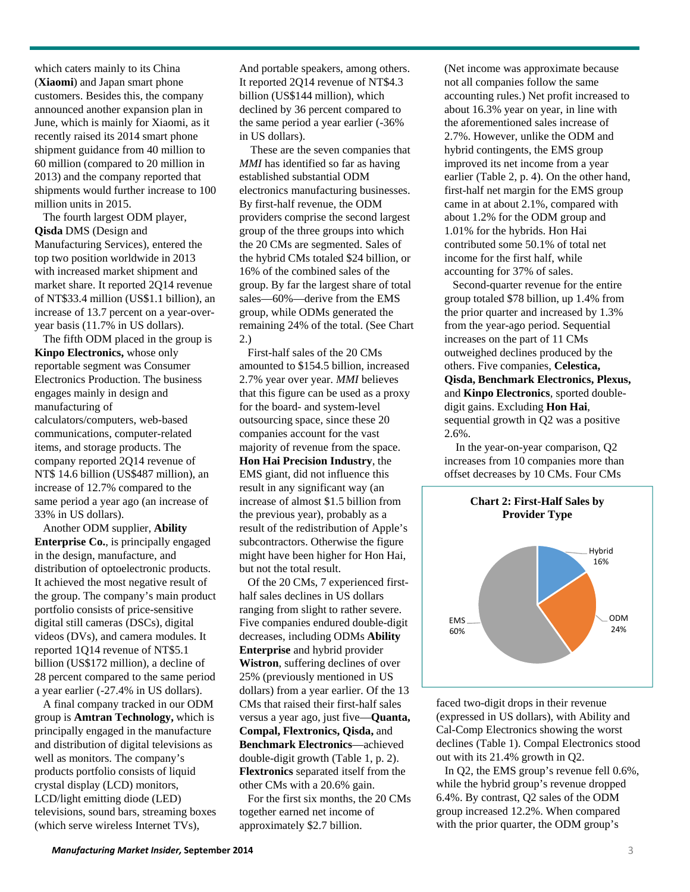which caters mainly to its China (**Xiaomi**) and Japan smart phone customers. Besides this, the company announced another expansion plan in June, which is mainly for Xiaomi, as it recently raised its 2014 smart phone shipment guidance from 40 million to 60 million (compared to 20 million in 2013) and the company reported that shipments would further increase to 100 million units in 2015.

The fourth largest ODM player, **Qisda** DMS (Design and Manufacturing Services), entered the top two position worldwide in 2013 with increased market shipment and market share. It reported 2Q14 revenue of NT$33.4 million (US$1.1 billion), an increase of 13.7 percent on a year-over-year basis (11.7% in US dollars).

The fifth ODM placed in the group is **Kinpo Electronics,** whose only reportable segment was Consumer Electronics Production. The business engages mainly in design and manufacturing of calculators/computers, web-based communications, computer-related items, and storage products. The company reported 2Q14 revenue of NT$ 14.6 billion (US$487 million), an increase of 12.7% compared to the same period a year ago (an increase of 33% in US dollars).

Another ODM supplier, **Ability Enterprise Co.**, is principally engaged in the design, manufacture, and distribution of optoelectronic products. It achieved the most negative result of the group. The company's main product portfolio consists of price-sensitive digital still cameras (DSCs), digital videos (DVs), and camera modules. It reported 1Q14 revenue of NT$5.1 billion (US$172 million), a decline of 28 percent compared to the same period a year earlier (-27.4% in US dollars).

A final company tracked in our ODM group is **Amtran Technology,** which is principally engaged in the manufacture and distribution of digital televisions as well as monitors. The company's products portfolio consists of liquid crystal display (LCD) monitors, LCD/light emitting diode (LED) televisions, sound bars, streaming boxes (which serve wireless Internet TVs), And portable speakers, among others. It reported 2Q14 revenue of NT$4.3 billion (US$144 million), which declined by 36 percent compared to the same period a year earlier (-36% in US dollars).

These are the seven companies that *MMI* has identified so far as having established substantial ODM electronics manufacturing businesses. By first-half revenue, the ODM providers comprise the second largest group of the three groups into which the 20 CMs are segmented. Sales of the hybrid CMs totaled $24 billion, or 16% of the combined sales of the group. By far the largest share of total sales—60%—derive from the EMS group, while ODMs generated the remaining 24% of the total. (See Chart 2.)

First-half sales of the 20 CMs amounted to $154.5 billion, increased 2.7% year over year. *MMI* believes that this figure can be used as a proxy for the board- and system-level outsourcing space, since these 20 companies account for the vast majority of revenue from the space. **Hon Hai Precision Industry**, the EMS giant, did not influence this result in any significant way (an increase of almost $1.5 billion from the previous year), probably as a result of the redistribution of Apple's subcontractors. Otherwise the figure might have been higher for Hon Hai, but not the total result.

Of the 20 CMs, 7 experienced first-half sales declines in US dollars ranging from slight to rather severe. Five companies endured double-digit decreases, including ODMs **Ability Enterprise** and hybrid provider **Wistron**, suffering declines of over 25% (previously mentioned in US dollars) from a year earlier. Of the 13 CMs that raised their first-half sales versus a year ago, just five—**Quanta, Compal, Flextronics, Qisda,** and **Benchmark Electronics**—achieved double-digit growth (Table 1, p. 2). **Flextronics** separated itself from the other CMs with a 20.6% gain.

For the first six months, the 20 CMs together earned net income of approximately $2.7 billion. (Net income was approximate because not all companies follow the same accounting rules.) Net profit increased to about 16.3% year on year, in line with the aforementioned sales increase of 2.7%. However, unlike the ODM and hybrid contingents, the EMS group improved its net income from a year earlier (Table 2, p. 4). On the other hand, first-half net margin for the EMS group came in at about 2.1%, compared with about 1.2% for the ODM group and 1.01% for the hybrids. Hon Hai contributed some 50.1% of total net income for the first half, while accounting for 37% of sales.

Second-quarter revenue for the entire group totaled $78 billion, up 1.4% from the prior quarter and increased by 1.3% from the year-ago period. Sequential increases on the part of 11 CMs outweighed declines produced by the others. Five companies, **Celestica, Qisda, Benchmark Electronics, Plexus,** and **Kinpo Electronics**, sported double-digit gains. Excluding **Hon Hai**, sequential growth in Q2 was a positive 2.6%.

In the year-on-year comparison, Q2 increases from 10 companies more than offset decreases by 10 CMs. Four CMs faced two-digit drops in their revenue (expressed in US dollars), with Ability and Cal-Comp Electronics showing the worst declines (Table 1). Compal Electronics stood out with its 21.4% growth in Q2.

**Chart 2: First-Half Sales by Provider Type**

| Provider Type | Share |
|---|---|
| Hybrid | 16% |
| ODM | 24% |
| EMS | 60% |

In Q2, the EMS group's revenue fell 0.6%, while the hybrid group's revenue dropped 6.4%. By contrast, Q2 sales of the ODM group increased 12.2%. When compared with the prior quarter, the ODM group's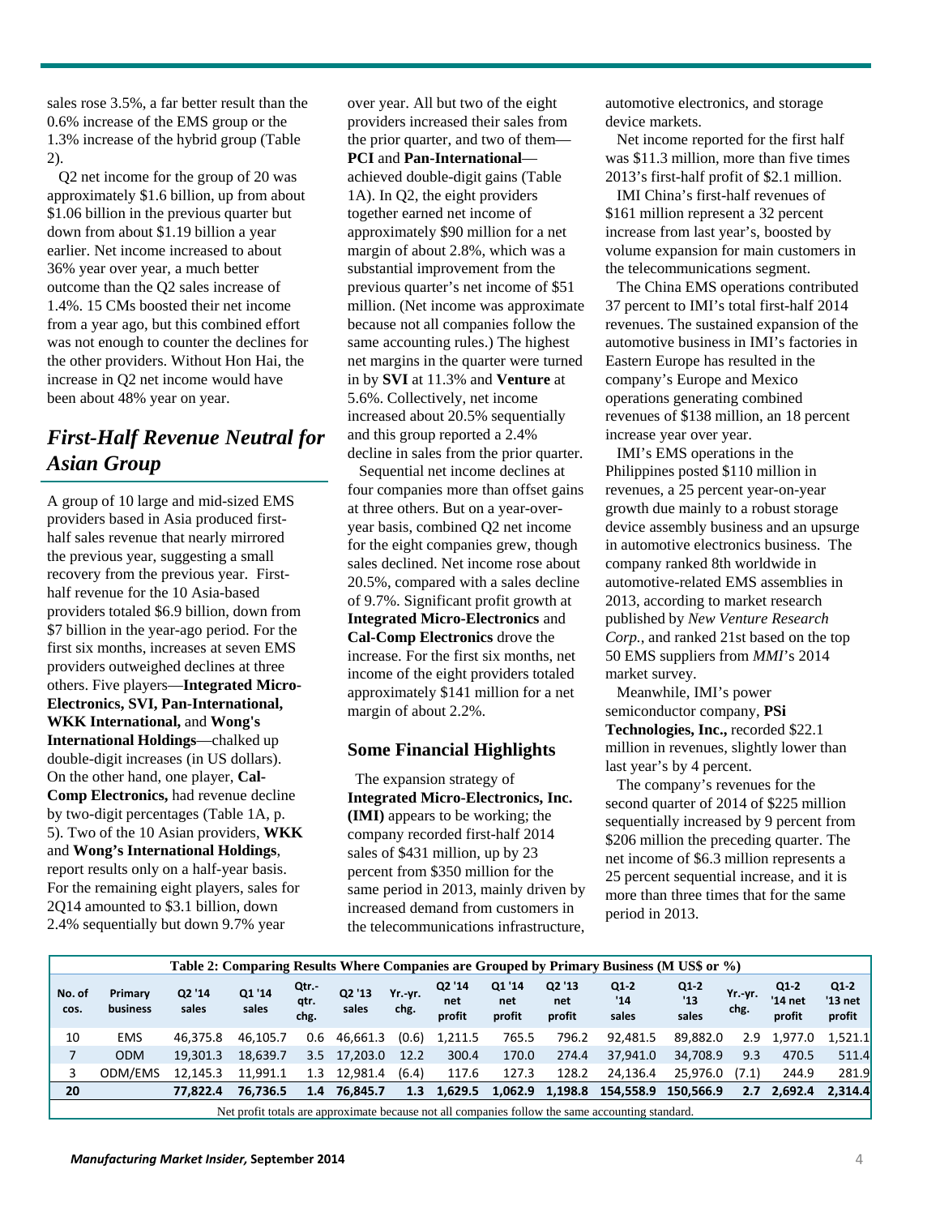sales rose 3.5%, a far better result than the 0.6% increase of the EMS group or the 1.3% increase of the hybrid group (Table 2).

Q2 net income for the group of 20 was approximately $1.6 billion, up from about $1.06 billion in the previous quarter but down from about $1.19 billion a year earlier. Net income increased to about 36% year over year, a much better outcome than the Q2 sales increase of 1.4%. 15 CMs boosted their net income from a year ago, but this combined effort was not enough to counter the declines for the other providers. Without Hon Hai, the increase in Q2 net income would have been about 48% year on year.

## *First-Half Revenue Neutral for Asian Group*

A group of 10 large and mid-sized EMS providers based in Asia produced first-half sales revenue that nearly mirrored the previous year, suggesting a small recovery from the previous year. First-half revenue for the 10 Asia-based providers totaled $6.9 billion, down from $7 billion in the year-ago period. For the first six months, increases at seven EMS providers outweighed declines at three others. Five players—**Integrated Micro-Electronics, SVI, Pan-International, WKK International,** and **Wong's International Holdings**—chalked up double-digit increases (in US dollars). On the other hand, one player, **Cal-Comp Electronics,** had revenue decline by two-digit percentages (Table 1A, p. 5). Two of the 10 Asian providers, **WKK** and **Wong's International Holdings**, report results only on a half-year basis. For the remaining eight players, sales for 2Q14 amounted to $3.1 billion, down 2.4% sequentially but down 9.7% year over year. All but two of the eight providers increased their sales from the prior quarter, and two of them—**PCI** and **Pan-International**—achieved double-digit gains (Table 1A). In Q2, the eight providers together earned net income of approximately $90 million for a net margin of about 2.8%, which was a substantial improvement from the previous quarter's net income of $51 million. (Net income was approximate because not all companies follow the same accounting rules.) The highest net margins in the quarter were turned in by **SVI** at 11.3% and **Venture** at 5.6%. Collectively, net income increased about 20.5% sequentially and this group reported a 2.4% decline in sales from the prior quarter.

Sequential net income declines at four companies more than offset gains at three others. But on a year-over-year basis, combined Q2 net income for the eight companies grew, though sales declined. Net income rose about 20.5%, compared with a sales decline of 9.7%. Significant profit growth at **Integrated Micro-Electronics** and **Cal-Comp Electronics** drove the increase. For the first six months, net income of the eight providers totaled approximately $141 million for a net margin of about 2.2%.

### Some Financial Highlights

The expansion strategy of **Integrated Micro-Electronics, Inc. (IMI)** appears to be working; the company recorded first-half 2014 sales of $431 million, up by 23 percent from $350 million for the same period in 2013, mainly driven by increased demand from customers in the telecommunications infrastructure, automotive electronics, and storage device markets.

Net income reported for the first half was $11.3 million, more than five times 2013's first-half profit of $2.1 million.

IMI China's first-half revenues of $161 million represent a 32 percent increase from last year's, boosted by volume expansion for main customers in the telecommunications segment.

The China EMS operations contributed 37 percent to IMI's total first-half 2014 revenues. The sustained expansion of the automotive business in IMI's factories in Eastern Europe has resulted in the company's Europe and Mexico operations generating combined revenues of $138 million, an 18 percent increase year over year.

IMI's EMS operations in the Philippines posted $110 million in revenues, a 25 percent year-on-year growth due mainly to a robust storage device assembly business and an upsurge in automotive electronics business. The company ranked 8th worldwide in automotive-related EMS assemblies in 2013, according to market research published by *New Venture Research Corp.*, and ranked 21st based on the top 50 EMS suppliers from *MMI*'s 2014 market survey.

Meanwhile, IMI's power semiconductor company, **PSi Technologies, Inc.,** recorded $22.1 million in revenues, slightly lower than last year's by 4 percent.

The company's revenues for the second quarter of 2014 of $225 million sequentially increased by 9 percent from $206 million the preceding quarter. The net income of $6.3 million represents a 25 percent sequential increase, and it is more than three times that for the same period in 2013.

**Table 2: Comparing Results Where Companies are Grouped by Primary Business (M US$ or %)**

| No. of cos. | Primary business | Q2 '14 sales | Q1 '14 sales | Qtr.-qtr. chg. | Q2 '13 sales | Yr.-yr. chg. | Q2 '14 net profit | Q1 '14 net profit | Q2 '13 net profit | Q1-2 '14 sales | Q1-2 '13 sales | Yr.-yr. chg. | Q1-2 '14 net profit | Q1-2 '13 net profit |
|---|---|---|---|---|---|---|---|---|---|---|---|---|---|---|
| 10 | EMS | 46,375.8 | 46,105.7 | 0.6 | 46,661.3 | (0.6) | 1,211.5 | 765.5 | 796.2 | 92,481.5 | 89,882.0 | 2.9 | 1,977.0 | 1,521.1 |
| 7 | ODM | 19,301.3 | 18,639.7 | 3.5 | 17,203.0 | 12.2 | 300.4 | 170.0 | 274.4 | 37,941.0 | 34,708.9 | 9.3 | 470.5 | 511.4 |
| 3 | ODM/EMS | 12,145.3 | 11,991.1 | 1.3 | 12,981.4 | (6.4) | 117.6 | 127.3 | 128.2 | 24,136.4 | 25,976.0 | (7.1) | 244.9 | 281.9 |
| **20** | | **77,822.4** | **76,736.5** | **1.4** | **76,845.7** | **1.3** | **1,629.5** | **1,062.9** | **1,198.8** | **154,558.9** | **150,566.9** | **2.7** | **2,692.4** | **2,314.4** |

Net profit totals are approximate because not all companies follow the same accounting standard.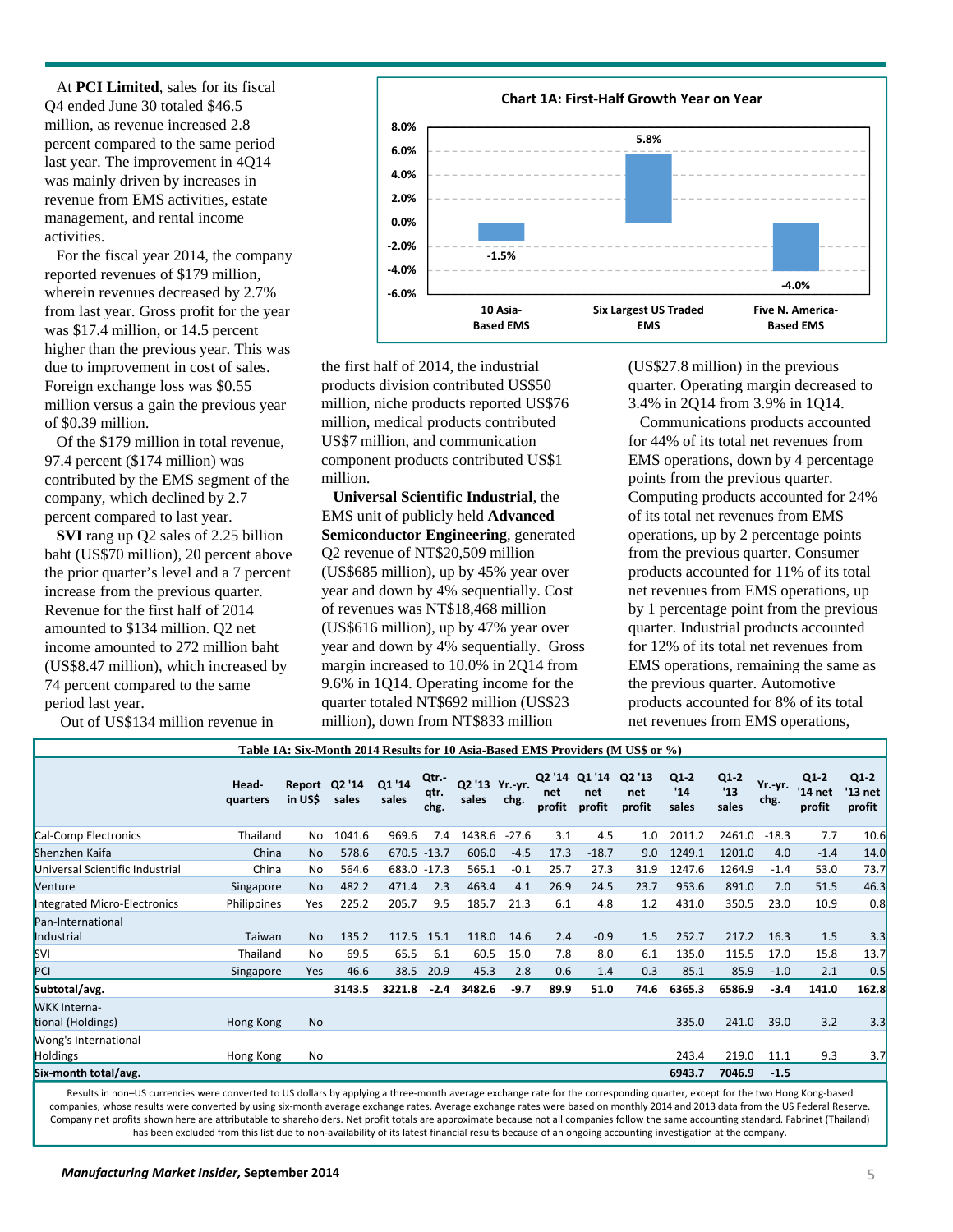At **PCI Limited**, sales for its fiscal Q4 ended June 30 totaled $46.5 million, as revenue increased 2.8 percent compared to the same period last year. The improvement in 4Q14 was mainly driven by increases in revenue from EMS activities, estate management, and rental income activities.

For the fiscal year 2014, the company reported revenues of $179 million, wherein revenues decreased by 2.7% from last year. Gross profit for the year was $17.4 million, or 14.5 percent higher than the previous year. This was due to improvement in cost of sales. Foreign exchange loss was $0.55 million versus a gain the previous year of $0.39 million.

Of the $179 million in total revenue, 97.4 percent ($174 million) was contributed by the EMS segment of the company, which declined by 2.7 percent compared to last year.

**SVI** rang up Q2 sales of 2.25 billion baht (US$70 million), 20 percent above the prior quarter's level and a 7 percent increase from the previous quarter. Revenue for the first half of 2014 amounted to $134 million. Q2 net income amounted to 272 million baht (US$8.47 million), which increased by 74 percent compared to the same period last year.

Out of US$134 million revenue in the first half of 2014, the industrial products division contributed US$50 million, niche products reported US$76 million, medical products contributed US$7 million, and communication component products contributed US$1 million.

**Universal Scientific Industrial**, the EMS unit of publicly held **Advanced Semiconductor Engineering**, generated Q2 revenue of NT$20,509 million (US$685 million), up by 45% year over year and down by 4% sequentially. Cost of revenues was NT$18,468 million (US$616 million), up by 47% year over year and down by 4% sequentially. Gross margin increased to 10.0% in 2Q14 from 9.6% in 1Q14. Operating income for the quarter totaled NT$692 million (US$23 million), down from NT$833 million (US$27.8 million) in the previous quarter. Operating margin decreased to 3.4% in 2Q14 from 3.9% in 1Q14.

Communications products accounted for 44% of its total net revenues from EMS operations, down by 4 percentage points from the previous quarter. Computing products accounted for 24% of its total net revenues from EMS operations, up by 2 percentage points from the previous quarter. Consumer products accounted for 11% of its total net revenues from EMS operations, up by 1 percentage point from the previous quarter. Industrial products accounted for 12% of its total net revenues from EMS operations, remaining the same as the previous quarter. Automotive products accounted for 8% of its total net revenues from EMS operations,

**Chart 1A: First-Half Growth Year on Year**

| | 10 Asia-Based EMS | Six Largest US Traded EMS | Five N. America-Based EMS |
|---|---|---|---|
| Growth | -1.5% | 5.8% | -4.0% |

**Table 1A: Six-Month 2014 Results for 10 Asia-Based EMS Providers (M US$ or %)**

| | Head-quarters | Report in US$ | Q2 '14 sales | Q1 '14 sales | Qtr.-qtr. chg. | Q2 '13 sales | Yr.-yr. chg. | Q2 '14 net profit | Q1 '14 net profit | Q2 '13 net profit | Q1-2 '14 sales | Q1-2 '13 sales | Yr.-yr. chg. | Q1-2 '14 net profit | Q1-2 '13 net profit |
|---|---|---|---|---|---|---|---|---|---|---|---|---|---|---|---|
| Cal-Comp Electronics | Thailand | No | 1041.6 | 969.6 | 7.4 | 1438.6 | -27.6 | 3.1 | 4.5 | 1.0 | 2011.2 | 2461.0 | -18.3 | 7.7 | 10.6 |
| Shenzhen Kaifa | China | No | 578.6 | 670.5 | -13.7 | 606.0 | -4.5 | 17.3 | -18.7 | 9.0 | 1249.1 | 1201.0 | 4.0 | -1.4 | 14.0 |
| Universal Scientific Industrial | China | No | 564.6 | 683.0 | -17.3 | 565.1 | -0.1 | 25.7 | 27.3 | 31.9 | 1247.6 | 1264.9 | -1.4 | 53.0 | 73.7 |
| Venture | Singapore | No | 482.2 | 471.4 | 2.3 | 463.4 | 4.1 | 26.9 | 24.5 | 23.7 | 953.6 | 891.0 | 7.0 | 51.5 | 46.3 |
| Integrated Micro-Electronics | Philippines | Yes | 225.2 | 205.7 | 9.5 | 185.7 | 21.3 | 6.1 | 4.8 | 1.2 | 431.0 | 350.5 | 23.0 | 10.9 | 0.8 |
| Pan-International Industrial | Taiwan | No | 135.2 | 117.5 | 15.1 | 118.0 | 14.6 | 2.4 | -0.9 | 1.5 | 252.7 | 217.2 | 16.3 | 1.5 | 3.3 |
| SVI | Thailand | No | 69.5 | 65.5 | 6.1 | 60.5 | 15.0 | 7.8 | 8.0 | 6.1 | 135.0 | 115.5 | 17.0 | 15.8 | 13.7 |
| PCI | Singapore | Yes | 46.6 | 38.5 | 20.9 | 45.3 | 2.8 | 0.6 | 1.4 | 0.3 | 85.1 | 85.9 | -1.0 | 2.1 | 0.5 |
| **Subtotal/avg.** | | | **3143.5** | **3221.8** | **-2.4** | **3482.6** | **-9.7** | **89.9** | **51.0** | **74.6** | **6365.3** | **6586.9** | **-3.4** | **141.0** | **162.8** |
| WKK International (Holdings) | Hong Kong | No | | | | | | | | | 335.0 | 241.0 | 39.0 | 3.2 | 3.3 |
| Wong's International Holdings | Hong Kong | No | | | | | | | | | 243.4 | 219.0 | 11.1 | 9.3 | 3.7 |
| **Six-month total/avg.** | | | | | | | | | | | **6943.7** | **7046.9** | **-1.5** | | |

Results in non–US currencies were converted to US dollars by applying a three-month average exchange rate for the corresponding quarter, except for the two Hong Kong-based companies, whose results were converted by using six-month average exchange rates. Average exchange rates were based on monthly 2014 and 2013 data from the US Federal Reserve. Company net profits shown here are attributable to shareholders. Net profit totals are approximate because not all companies follow the same accounting standard. Fabrinet (Thailand) has been excluded from this list due to non-availability of its latest financial results because of an ongoing accounting investigation at the company.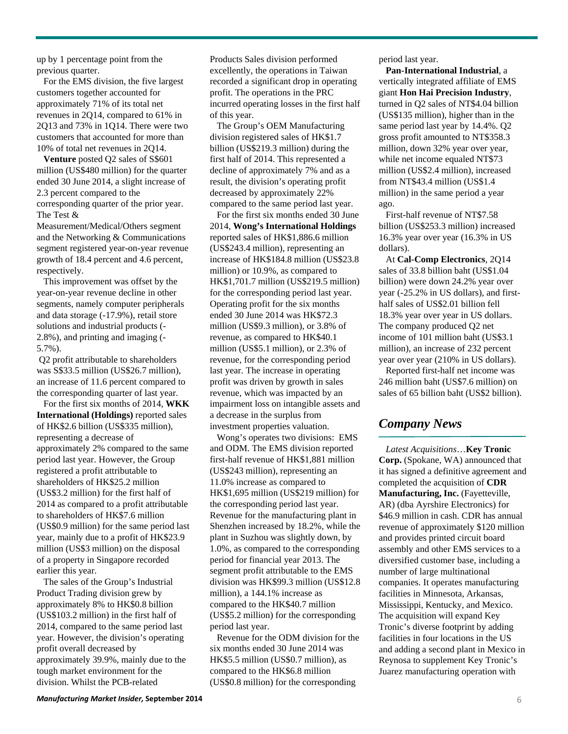up by 1 percentage point from the previous quarter.

For the EMS division, the five largest customers together accounted for approximately 71% of its total net revenues in 2Q14, compared to 61% in 2Q13 and 73% in 1Q14. There were two customers that accounted for more than 10% of total net revenues in 2Q14.

**Venture** posted Q2 sales of S$601 million (US$480 million) for the quarter ended 30 June 2014, a slight increase of 2.3 percent compared to the corresponding quarter of the prior year. The Test & Measurement/Medical/Others segment and the Networking & Communications segment registered year-on-year revenue growth of 18.4 percent and 4.6 percent, respectively.

This improvement was offset by the year-on-year revenue decline in other segments, namely computer peripherals and data storage (-17.9%), retail store solutions and industrial products (-2.8%), and printing and imaging (-5.7%).

Q2 profit attributable to shareholders was S$33.5 million (US$26.7 million), an increase of 11.6 percent compared to the corresponding quarter of last year.

For the first six months of 2014, **WKK International (Holdings)** reported sales of HK$2.6 billion (US$335 million), representing a decrease of approximately 2% compared to the same period last year. However, the Group registered a profit attributable to shareholders of HK$25.2 million (US$3.2 million) for the first half of 2014 as compared to a profit attributable to shareholders of HK$7.6 million (US$0.9 million) for the same period last year, mainly due to a profit of HK$23.9 million (US$3 million) on the disposal of a property in Singapore recorded earlier this year.

The sales of the Group's Industrial Product Trading division grew by approximately 8% to HK$0.8 billion (US$103.2 million) in the first half of 2014, compared to the same period last year. However, the division's operating profit overall decreased by approximately 39.9%, mainly due to the tough market environment for the division. Whilst the PCB-related Products Sales division performed excellently, the operations in Taiwan recorded a significant drop in operating profit. The operations in the PRC incurred operating losses in the first half of this year.

The Group's OEM Manufacturing division registered sales of HK$1.7 billion (US$219.3 million) during the first half of 2014. This represented a decline of approximately 7% and as a result, the division's operating profit decreased by approximately 22% compared to the same period last year.

For the first six months ended 30 June 2014, **Wong's International Holdings** reported sales of HK$1,886.6 million (US$243.4 million), representing an increase of HK$184.8 million (US$23.8 million) or 10.9%, as compared to HK$1,701.7 million (US$219.5 million) for the corresponding period last year. Operating profit for the six months ended 30 June 2014 was HK$72.3 million (US$9.3 million), or 3.8% of revenue, as compared to HK$40.1 million (US$5.1 million), or 2.3% of revenue, for the corresponding period last year. The increase in operating profit was driven by growth in sales revenue, which was impacted by an impairment loss on intangible assets and a decrease in the surplus from investment properties valuation.

Wong's operates two divisions: EMS and ODM. The EMS division reported first-half revenue of HK$1,881 million (US$243 million), representing an 11.0% increase as compared to HK$1,695 million (US$219 million) for the corresponding period last year. Revenue for the manufacturing plant in Shenzhen increased by 18.2%, while the plant in Suzhou was slightly down, by 1.0%, as compared to the corresponding period for financial year 2013. The segment profit attributable to the EMS division was HK$99.3 million (US$12.8 million), a 144.1% increase as compared to the HK$40.7 million (US$5.2 million) for the corresponding period last year.

Revenue for the ODM division for the six months ended 30 June 2014 was HK$5.5 million (US$0.7 million), as compared to the HK$6.8 million (US$0.8 million) for the corresponding period last year.

**Pan-International Industrial**, a vertically integrated affiliate of EMS giant **Hon Hai Precision Industry**, turned in Q2 sales of NT$4.04 billion (US$135 million), higher than in the same period last year by 14.4%. Q2 gross profit amounted to NT$358.3 million, down 32% year over year, while net income equaled NT$73 million (US$2.4 million), increased from NT$43.4 million (US$1.4 million) in the same period a year ago.

First-half revenue of NT$7.58 billion (US$253.3 million) increased 16.3% year over year (16.3% in US dollars).

At **Cal-Comp Electronics**, 2Q14 sales of 33.8 billion baht (US$1.04 billion) were down 24.2% year over year (-25.2% in US dollars), and first-half sales of US$2.01 billion fell 18.3% year over year in US dollars. The company produced Q2 net income of 101 million baht (US$3.1 million), an increase of 232 percent year over year (210% in US dollars).

Reported first-half net income was 246 million baht (US$7.6 million) on sales of 65 billion baht (US$2 billion).

## *Company News*

*Latest Acquisitions*…**Key Tronic Corp.** (Spokane, WA) announced that it has signed a definitive agreement and completed the acquisition of **CDR Manufacturing, Inc.** (Fayetteville, AR) (dba Ayrshire Electronics) for $46.9 million in cash. CDR has annual revenue of approximately $120 million and provides printed circuit board assembly and other EMS services to a diversified customer base, including a number of large multinational companies. It operates manufacturing facilities in Minnesota, Arkansas, Mississippi, Kentucky, and Mexico. The acquisition will expand Key Tronic's diverse footprint by adding facilities in four locations in the US and adding a second plant in Mexico in Reynosa to supplement Key Tronic's Juarez manufacturing operation with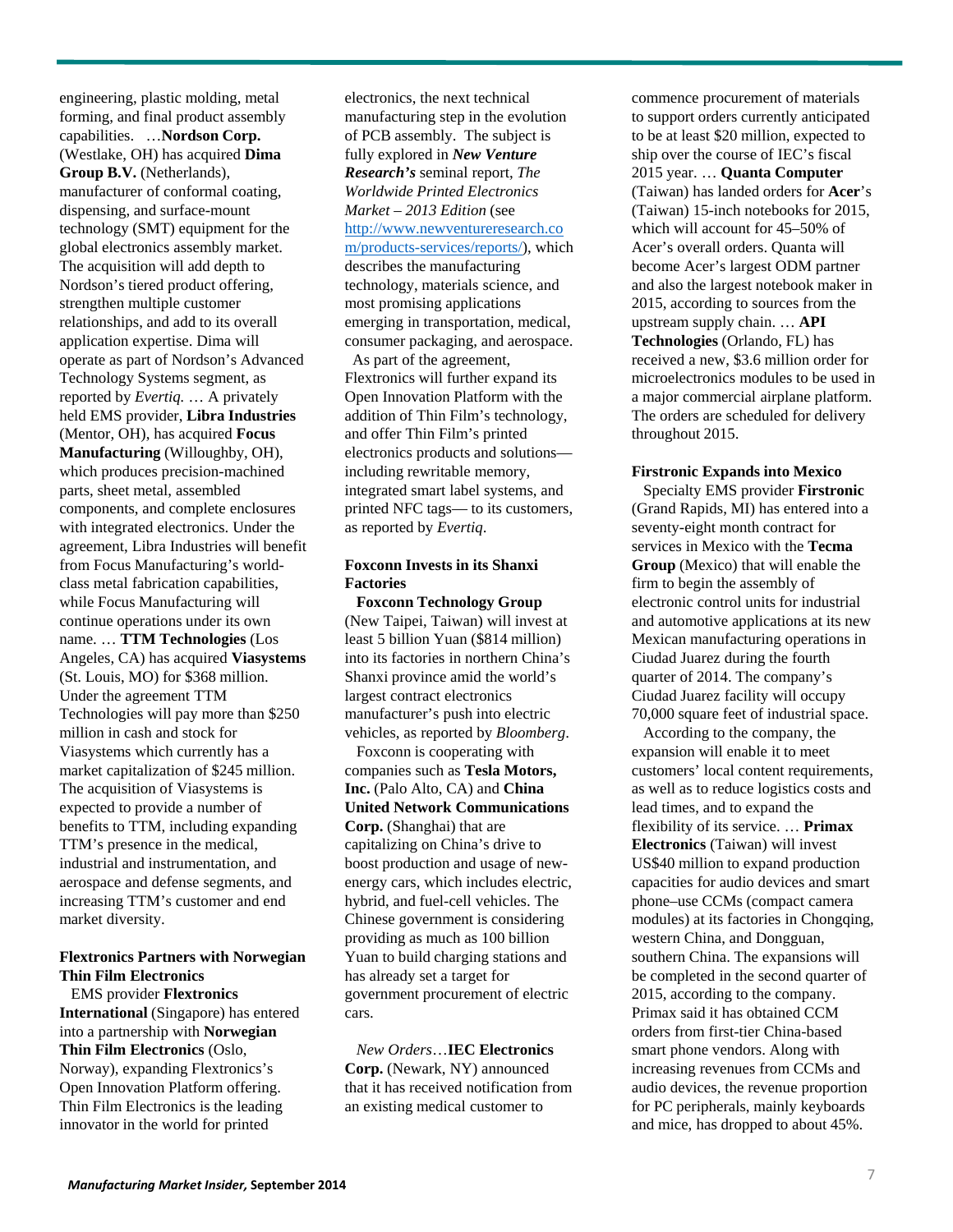engineering, plastic molding, metal forming, and final product assembly capabilities. …**Nordson Corp.** (Westlake, OH) has acquired **Dima Group B.V.** (Netherlands), manufacturer of conformal coating, dispensing, and surface-mount technology (SMT) equipment for the global electronics assembly market. The acquisition will add depth to Nordson's tiered product offering, strengthen multiple customer relationships, and add to its overall application expertise. Dima will operate as part of Nordson's Advanced Technology Systems segment, as reported by *Evertiq.* … A privately held EMS provider, **Libra Industries** (Mentor, OH), has acquired **Focus Manufacturing** (Willoughby, OH), which produces precision-machined parts, sheet metal, assembled components, and complete enclosures with integrated electronics. Under the agreement, Libra Industries will benefit from Focus Manufacturing's world-class metal fabrication capabilities, while Focus Manufacturing will continue operations under its own name. … **TTM Technologies** (Los Angeles, CA) has acquired **Viasystems** (St. Louis, MO) for $368 million. Under the agreement TTM Technologies will pay more than $250 million in cash and stock for Viasystems which currently has a market capitalization of $245 million. The acquisition of Viasystems is expected to provide a number of benefits to TTM, including expanding TTM's presence in the medical, industrial and instrumentation, and aerospace and defense segments, and increasing TTM's customer and end market diversity.

**Flextronics Partners with Norwegian Thin Film Electronics**

EMS provider **Flextronics International** (Singapore) has entered into a partnership with **Norwegian Thin Film Electronics** (Oslo, Norway), expanding Flextronics's Open Innovation Platform offering. Thin Film Electronics is the leading innovator in the world for printed electronics, the next technical manufacturing step in the evolution of PCB assembly. The subject is fully explored in ***New Venture Research's*** seminal report, *The Worldwide Printed Electronics Market – 2013 Edition* (see [http://www.newventureresearch.com/products-services/reports/](http://www.newventureresearch.com/products-services/reports/)), which describes the manufacturing technology, materials science, and most promising applications emerging in transportation, medical, consumer packaging, and aerospace.

As part of the agreement, Flextronics will further expand its Open Innovation Platform with the addition of Thin Film's technology, and offer Thin Film's printed electronics products and solutions—including rewritable memory, integrated smart label systems, and printed NFC tags— to its customers, as reported by *Evertiq*.

**Foxconn Invests in its Shanxi Factories**

**Foxconn Technology Group** (New Taipei, Taiwan) will invest at least 5 billion Yuan ($814 million) into its factories in northern China's Shanxi province amid the world's largest contract electronics manufacturer's push into electric vehicles, as reported by *Bloomberg*.

Foxconn is cooperating with companies such as **Tesla Motors, Inc.** (Palo Alto, CA) and **China United Network Communications Corp.** (Shanghai) that are capitalizing on China's drive to boost production and usage of new-energy cars, which includes electric, hybrid, and fuel-cell vehicles. The Chinese government is considering providing as much as 100 billion Yuan to build charging stations and has already set a target for government procurement of electric cars.

*New Orders*…**IEC Electronics Corp.** (Newark, NY) announced that it has received notification from an existing medical customer to commence procurement of materials to support orders currently anticipated to be at least $20 million, expected to ship over the course of IEC's fiscal 2015 year. … **Quanta Computer** (Taiwan) has landed orders for **Acer**'s (Taiwan) 15-inch notebooks for 2015, which will account for 45–50% of Acer's overall orders. Quanta will become Acer's largest ODM partner and also the largest notebook maker in 2015, according to sources from the upstream supply chain. … **API Technologies** (Orlando, FL) has received a new, $3.6 million order for microelectronics modules to be used in a major commercial airplane platform. The orders are scheduled for delivery throughout 2015.

**Firstronic Expands into Mexico**

Specialty EMS provider **Firstronic** (Grand Rapids, MI) has entered into a seventy-eight month contract for services in Mexico with the **Tecma Group** (Mexico) that will enable the firm to begin the assembly of electronic control units for industrial and automotive applications at its new Mexican manufacturing operations in Ciudad Juarez during the fourth quarter of 2014. The company's Ciudad Juarez facility will occupy 70,000 square feet of industrial space.

According to the company, the expansion will enable it to meet customers' local content requirements, as well as to reduce logistics costs and lead times, and to expand the flexibility of its service. … **Primax Electronics** (Taiwan) will invest US$40 million to expand production capacities for audio devices and smart phone–use CCMs (compact camera modules) at its factories in Chongqing, western China, and Dongguan, southern China. The expansions will be completed in the second quarter of 2015, according to the company. Primax said it has obtained CCM orders from first-tier China-based smart phone vendors. Along with increasing revenues from CCMs and audio devices, the revenue proportion for PC peripherals, mainly keyboards and mice, has dropped to about 45%.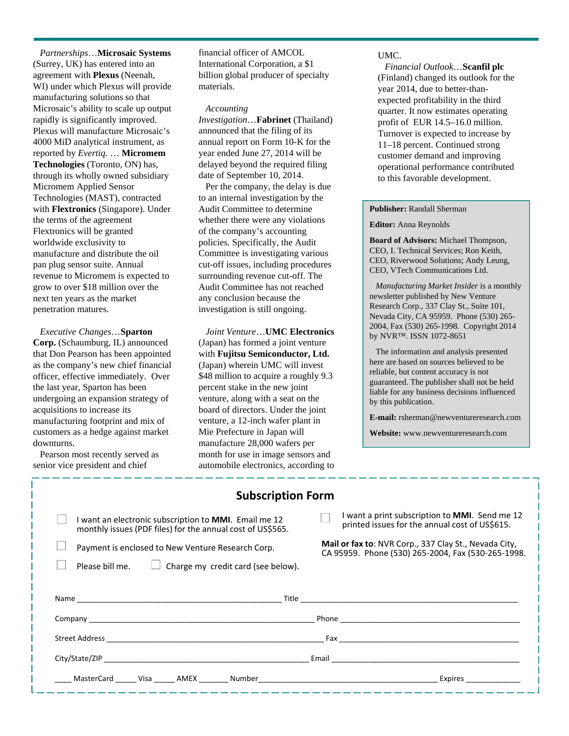*Partnerships*…**Microsaic Systems** (Surrey, UK) has entered into an agreement with **Plexus** (Neenah, WI) under which Plexus will provide manufacturing solutions so that Microsaic's ability to scale up output rapidly is significantly improved. Plexus will manufacture Microsaic's 4000 MiD analytical instrument, as reported by *Evertiq.* … **Micromem Technologies** (Toronto, ON) has, through its wholly owned subsidiary Micromem Applied Sensor Technologies (MAST), contracted with **Flextronics** (Singapore). Under the terms of the agreement Flextronics will be granted worldwide exclusivity to manufacture and distribute the oil pan plug sensor suite. Annual revenue to Micromem is expected to grow to over $18 million over the next ten years as the market penetration matures.

*Executive Changes*…**Sparton Corp.** (Schaumburg, IL) announced that Don Pearson has been appointed as the company's new chief financial officer, effective immediately. Over the last year, Sparton has been undergoing an expansion strategy of acquisitions to increase its manufacturing footprint and mix of customers as a hedge against market downturns.

Pearson most recently served as senior vice president and chief financial officer of AMCOL International Corporation, a $1 billion global producer of specialty materials.

*Accounting Investigation*…**Fabrinet** (Thailand) announced that the filing of its annual report on Form 10-K for the year ended June 27, 2014 will be delayed beyond the required filing date of September 10, 2014.

Per the company, the delay is due to an internal investigation by the Audit Committee to determine whether there were any violations of the company's accounting policies. Specifically, the Audit Committee is investigating various cut-off issues, including procedures surrounding revenue cut-off. The Audit Committee has not reached any conclusion because the investigation is still ongoing.

*Joint Venture*…**UMC Electronics** (Japan) has formed a joint venture with **Fujitsu Semiconductor, Ltd.** (Japan) wherein UMC will invest $48 million to acquire a roughly 9.3 percent stake in the new joint venture, along with a seat on the board of directors. Under the joint venture, a 12-inch wafer plant in Mie Prefecture in Japan will manufacture 28,000 wafers per month for use in image sensors and automobile electronics, according to UMC.

*Financial Outlook*…**Scanfil plc** (Finland) changed its outlook for the year 2014, due to better-than-expected profitability in the third quarter. It now estimates operating profit of EUR 14.5–16.0 million. Turnover is expected to increase by 11–18 percent. Continued strong customer demand and improving operational performance contributed to this favorable development.

**Publisher:** Randall Sherman

**Editor:** Anna Reynolds

**Board of Advisors:** Michael Thompson, CEO, I. Technical Services; Ron Keith, CEO, Riverwood Solutions; Andy Leung, CEO, VTech Communications Ltd.

*Manufacturing Market Insider* is a monthly newsletter published by New Venture Research Corp., 337 Clay St., Suite 101, Nevada City, CA 95959. Phone (530) 265-2004, Fax (530) 265-1998. Copyright 2014 by NVR™. ISSN 1072-8651

The information and analysis presented here are based on sources believed to be reliable, but content accuracy is not guaranteed. The publisher shall not be held liable for any business decisions influenced by this publication.

**E-mail:** rsherman@newventureresearch.com

**Website:** www.newventureresearch.com

## Subscription Form

☐ I want an electronic subscription to **MMI**. Email me 12 monthly issues (PDF files) for the annual cost of US$565.

☐ I want a print subscription to **MMI**. Send me 12 printed issues for the annual cost of US$615.

☐ Payment is enclosed to New Venture Research Corp.

☐ Please bill me. ☐ Charge my credit card (see below).

**Mail or fax to**: NVR Corp., 337 Clay St., Nevada City, CA 95959. Phone (530) 265-2004, Fax (530-265-1998.

Name ______________________ Title ______________________

Company ______________________ Phone ______________________

Street Address ______________________ Fax ______________________

City/State/ZIP ______________________ Email ______________________

____ MasterCard _____ Visa _____ AMEX _______ Number______________________ Expires _____________